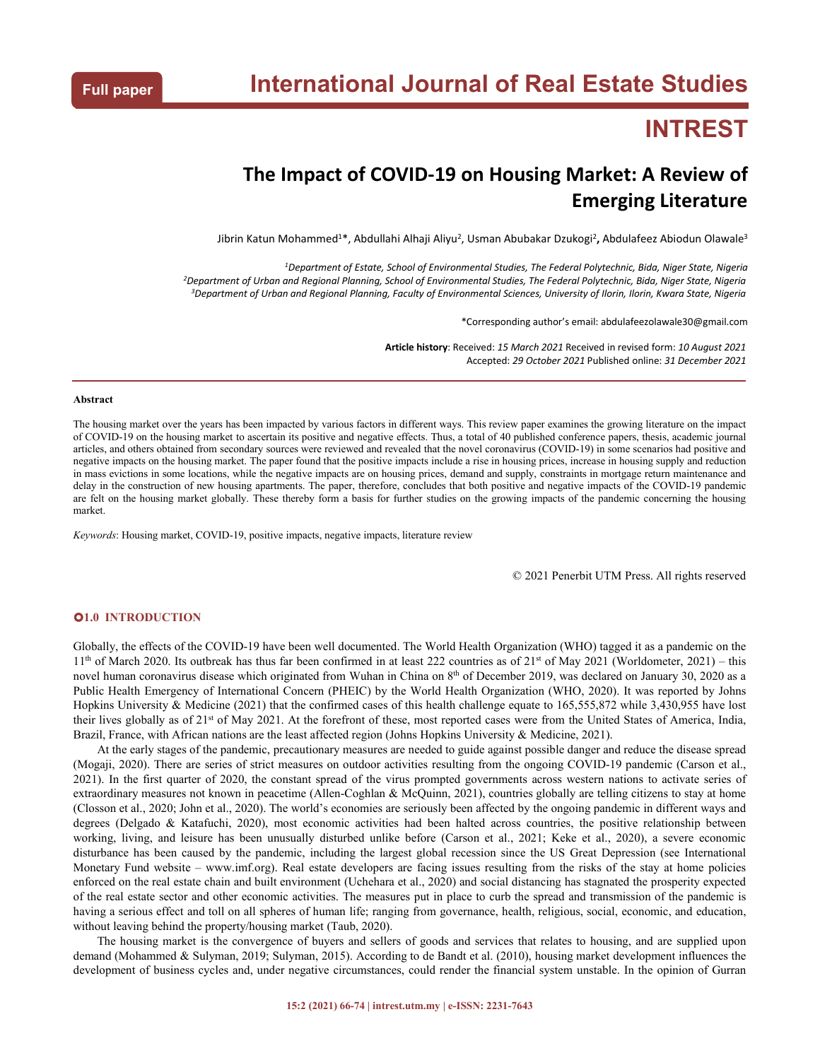Full paper

# International Journal of Real Estate Studies

## INTREST

# The Impact of COVID-19 on Housing Market: A Review of Emerging Literature

Jibrin Katun Mohammed[1]*, Abdullahi Alhaji Aliyu[2], Usman Abubakar Dzukogi[2], Abdulafeez Abiodun Olawale[3]

[1]*Department of Estate, School of Environmental Studies, The Federal Polytechnic, Bida, Niger State, Nigeria*
[2]*Department of Urban and Regional Planning, School of Environmental Studies, The Federal Polytechnic, Bida, Niger State, Nigeria*
[3]*Department of Urban and Regional Planning, Faculty of Environmental Sciences, University of Ilorin, Ilorin, Kwara State, Nigeria*

*Corresponding author's email: abdulafeezolawale30@gmail.com

**Article history**: Received: *15 March 2021* Received in revised form: *10 August 2021*
Accepted: *29 October 2021* Published online: *31 December 2021*

---

**Abstract**

The housing market over the years has been impacted by various factors in different ways. This review paper examines the growing literature on the impact of COVID-19 on the housing market to ascertain its positive and negative effects. Thus, a total of 40 published conference papers, thesis, academic journal articles, and others obtained from secondary sources were reviewed and revealed that the novel coronavirus (COVID-19) in some scenarios had positive and negative impacts on the housing market. The paper found that the positive impacts include a rise in housing prices, increase in housing supply and reduction in mass evictions in some locations, while the negative impacts are on housing prices, demand and supply, constraints in mortgage return maintenance and delay in the construction of new housing apartments. The paper, therefore, concludes that both positive and negative impacts of the COVID-19 pandemic are felt on the housing market globally. These thereby form a basis for further studies on the growing impacts of the pandemic concerning the housing market.

*Keywords*: Housing market, COVID-19, positive impacts, negative impacts, literature review

© 2021 Penerbit UTM Press. All rights reserved

## 1.0 INTRODUCTION

Globally, the effects of the COVID-19 have been well documented. The World Health Organization (WHO) tagged it as a pandemic on the 11th of March 2020. Its outbreak has thus far been confirmed in at least 222 countries as of 21st of May 2021 (Worldometer, 2021) – this novel human coronavirus disease which originated from Wuhan in China on 8th of December 2019, was declared on January 30, 2020 as a Public Health Emergency of International Concern (PHEIC) by the World Health Organization (WHO, 2020). It was reported by Johns Hopkins University & Medicine (2021) that the confirmed cases of this health challenge equate to 165,555,872 while 3,430,955 have lost their lives globally as of 21st of May 2021. At the forefront of these, most reported cases were from the United States of America, India, Brazil, France, with African nations are the least affected region (Johns Hopkins University & Medicine, 2021).

At the early stages of the pandemic, precautionary measures are needed to guide against possible danger and reduce the disease spread (Mogaji, 2020). There are series of strict measures on outdoor activities resulting from the ongoing COVID-19 pandemic (Carson et al., 2021). In the first quarter of 2020, the constant spread of the virus prompted governments across western nations to activate series of extraordinary measures not known in peacetime (Allen-Coghlan & McQuinn, 2021), countries globally are telling citizens to stay at home (Closson et al., 2020; John et al., 2020). The world's economies are seriously been affected by the ongoing pandemic in different ways and degrees (Delgado & Katafuchi, 2020), most economic activities had been halted across countries, the positive relationship between working, living, and leisure has been unusually disturbed unlike before (Carson et al., 2021; Keke et al., 2020), a severe economic disturbance has been caused by the pandemic, including the largest global recession since the US Great Depression (see International Monetary Fund website – www.imf.org). Real estate developers are facing issues resulting from the risks of the stay at home policies enforced on the real estate chain and built environment (Uchehara et al., 2020) and social distancing has stagnated the prosperity expected of the real estate sector and other economic activities. The measures put in place to curb the spread and transmission of the pandemic is having a serious effect and toll on all spheres of human life; ranging from governance, health, religious, social, economic, and education, without leaving behind the property/housing market (Taub, 2020).

The housing market is the convergence of buyers and sellers of goods and services that relates to housing, and are supplied upon demand (Mohammed & Sulyman, 2019; Sulyman, 2015). According to de Bandt et al. (2010), housing market development influences the development of business cycles and, under negative circumstances, could render the financial system unstable. In the opinion of Gurran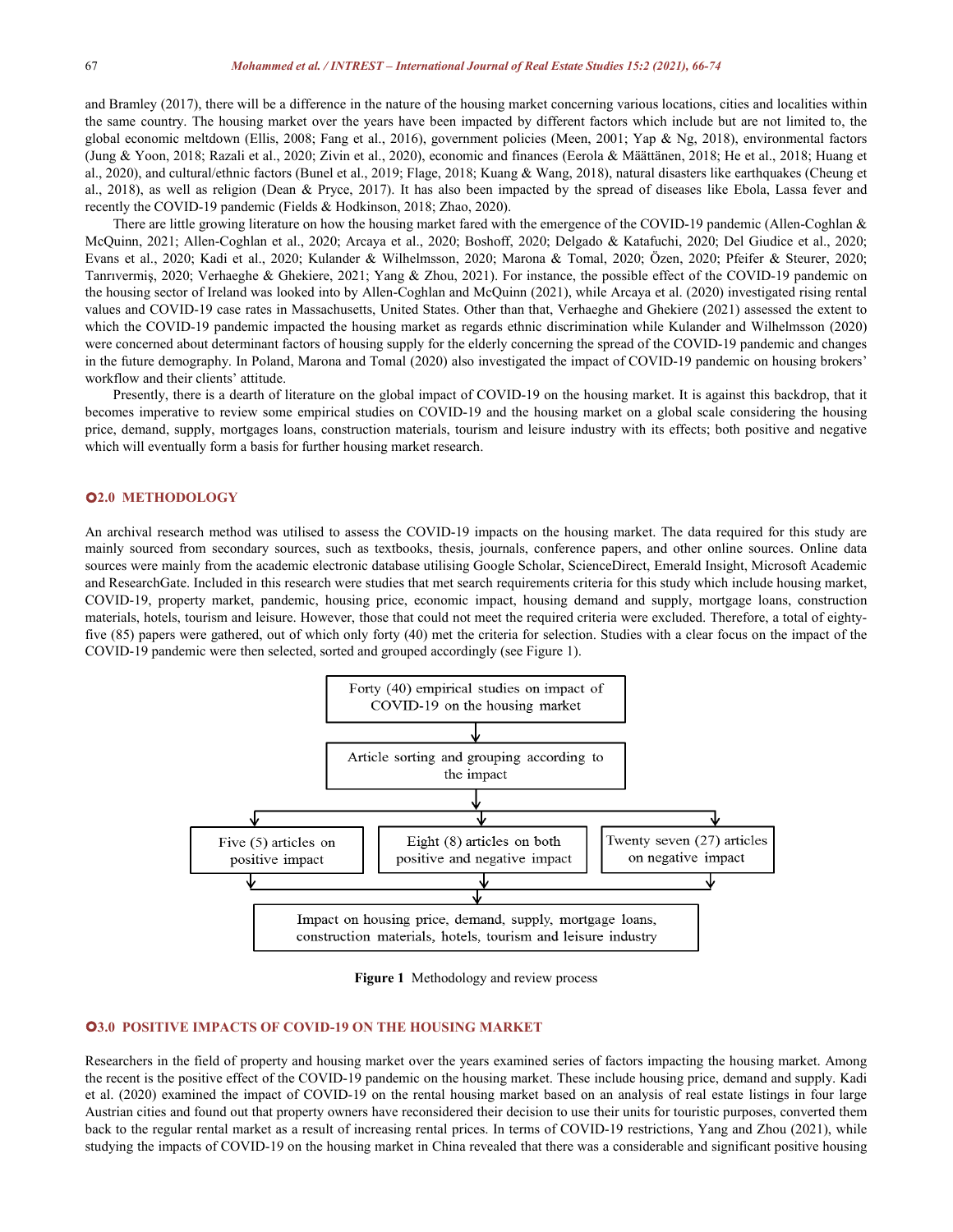and Bramley (2017), there will be a difference in the nature of the housing market concerning various locations, cities and localities within the same country. The housing market over the years have been impacted by different factors which include but are not limited to, the global economic meltdown (Ellis, 2008; Fang et al., 2016), government policies (Meen, 2001; Yap & Ng, 2018), environmental factors (Jung & Yoon, 2018; Razali et al., 2020; Zivin et al., 2020), economic and finances (Eerola & Määttänen, 2018; He et al., 2018; Huang et al., 2020), and cultural/ethnic factors (Bunel et al., 2019; Flage, 2018; Kuang & Wang, 2018), natural disasters like earthquakes (Cheung et al., 2018), as well as religion (Dean & Pryce, 2017). It has also been impacted by the spread of diseases like Ebola, Lassa fever and recently the COVID-19 pandemic (Fields & Hodkinson, 2018; Zhao, 2020).

There are little growing literature on how the housing market fared with the emergence of the COVID-19 pandemic (Allen-Coghlan & McQuinn, 2021; Allen-Coghlan et al., 2020; Arcaya et al., 2020; Boshoff, 2020; Delgado & Katafuchi, 2020; Del Giudice et al., 2020; Evans et al., 2020; Kadi et al., 2020; Kulander & Wilhelmsson, 2020; Marona & Tomal, 2020; Özen, 2020; Pfeifer & Steurer, 2020; Tanrıvermiş, 2020; Verhaeghe & Ghekiere, 2021; Yang & Zhou, 2021). For instance, the possible effect of the COVID-19 pandemic on the housing sector of Ireland was looked into by Allen-Coghlan and McQuinn (2021), while Arcaya et al. (2020) investigated rising rental values and COVID-19 case rates in Massachusetts, United States. Other than that, Verhaeghe and Ghekiere (2021) assessed the extent to which the COVID-19 pandemic impacted the housing market as regards ethnic discrimination while Kulander and Wilhelmsson (2020) were concerned about determinant factors of housing supply for the elderly concerning the spread of the COVID-19 pandemic and changes in the future demography. In Poland, Marona and Tomal (2020) also investigated the impact of COVID-19 pandemic on housing brokers' workflow and their clients' attitude.

Presently, there is a dearth of literature on the global impact of COVID-19 on the housing market. It is against this backdrop, that it becomes imperative to review some empirical studies on COVID-19 and the housing market on a global scale considering the housing price, demand, supply, mortgages loans, construction materials, tourism and leisure industry with its effects; both positive and negative which will eventually form a basis for further housing market research.

## 2.0 METHODOLOGY

An archival research method was utilised to assess the COVID-19 impacts on the housing market. The data required for this study are mainly sourced from secondary sources, such as textbooks, thesis, journals, conference papers, and other online sources. Online data sources were mainly from the academic electronic database utilising Google Scholar, ScienceDirect, Emerald Insight, Microsoft Academic and ResearchGate. Included in this research were studies that met search requirements criteria for this study which include housing market, COVID-19, property market, pandemic, housing price, economic impact, housing demand and supply, mortgage loans, construction materials, hotels, tourism and leisure. However, those that could not meet the required criteria were excluded. Therefore, a total of eighty-five (85) papers were gathered, out of which only forty (40) met the criteria for selection. Studies with a clear focus on the impact of the COVID-19 pandemic were then selected, sorted and grouped accordingly (see Figure 1).

Forty (40) empirical studies on impact of COVID-19 on the housing market

↓

Article sorting and grouping according to the impact

↓

Five (5) articles on positive impact | Eight (8) articles on both positive and negative impact | Twenty seven (27) articles on negative impact

↓

Impact on housing price, demand, supply, mortgage loans, construction materials, hotels, tourism and leisure industry

**Figure 1** Methodology and review process

## 3.0 POSITIVE IMPACTS OF COVID-19 ON THE HOUSING MARKET

Researchers in the field of property and housing market over the years examined series of factors impacting the housing market. Among the recent is the positive effect of the COVID-19 pandemic on the housing market. These include housing price, demand and supply. Kadi et al. (2020) examined the impact of COVID-19 on the rental housing market based on an analysis of real estate listings in four large Austrian cities and found out that property owners have reconsidered their decision to use their units for touristic purposes, converted them back to the regular rental market as a result of increasing rental prices. In terms of COVID-19 restrictions, Yang and Zhou (2021), while studying the impacts of COVID-19 on the housing market in China revealed that there was a considerable and significant positive housing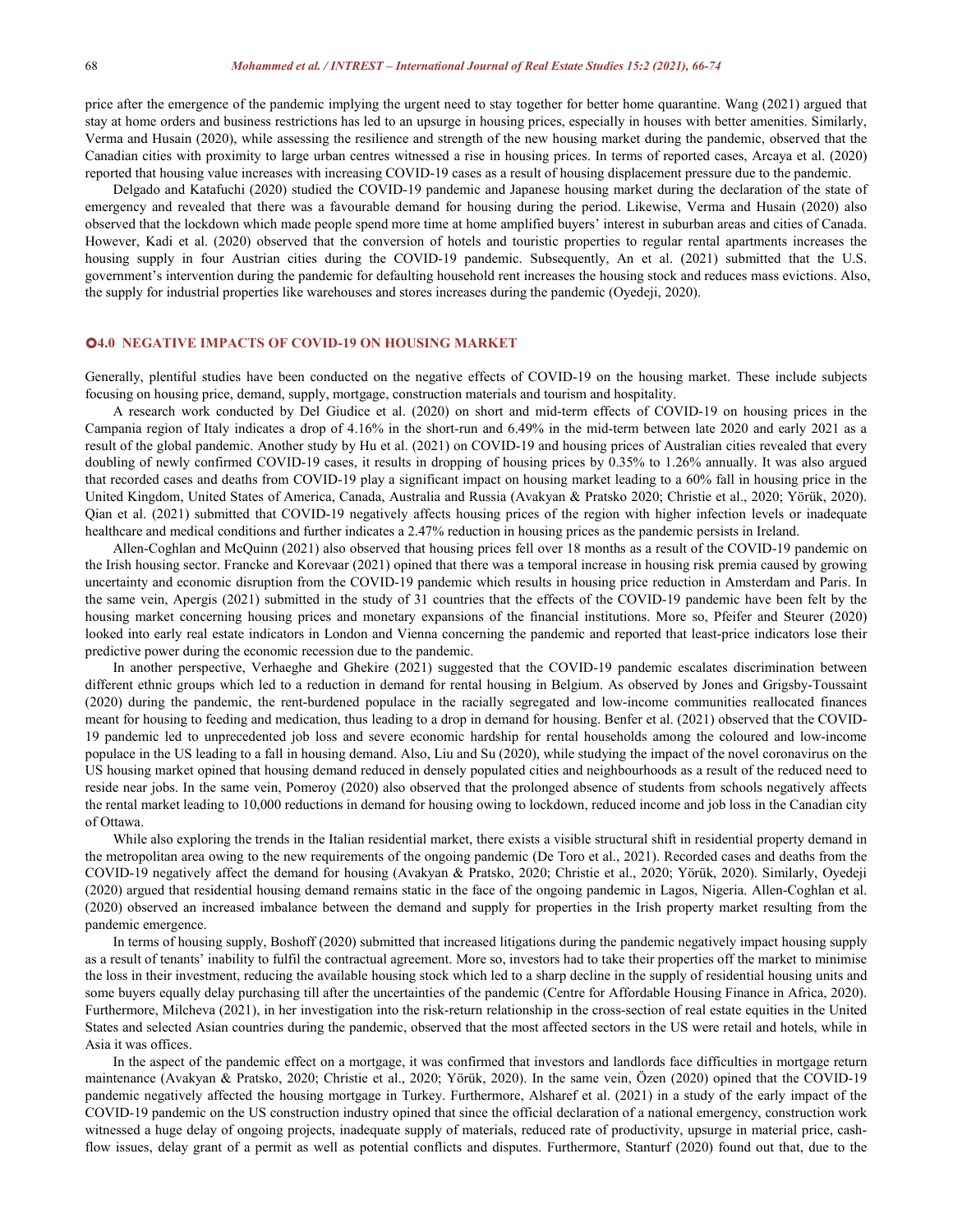price after the emergence of the pandemic implying the urgent need to stay together for better home quarantine. Wang (2021) argued that stay at home orders and business restrictions has led to an upsurge in housing prices, especially in houses with better amenities. Similarly, Verma and Husain (2020), while assessing the resilience and strength of the new housing market during the pandemic, observed that the Canadian cities with proximity to large urban centres witnessed a rise in housing prices. In terms of reported cases, Arcaya et al. (2020) reported that housing value increases with increasing COVID-19 cases as a result of housing displacement pressure due to the pandemic.

Delgado and Katafuchi (2020) studied the COVID-19 pandemic and Japanese housing market during the declaration of the state of emergency and revealed that there was a favourable demand for housing during the period. Likewise, Verma and Husain (2020) also observed that the lockdown which made people spend more time at home amplified buyers' interest in suburban areas and cities of Canada. However, Kadi et al. (2020) observed that the conversion of hotels and touristic properties to regular rental apartments increases the housing supply in four Austrian cities during the COVID-19 pandemic. Subsequently, An et al. (2021) submitted that the U.S. government's intervention during the pandemic for defaulting household rent increases the housing stock and reduces mass evictions. Also, the supply for industrial properties like warehouses and stores increases during the pandemic (Oyedeji, 2020).

## 4.0 NEGATIVE IMPACTS OF COVID-19 ON HOUSING MARKET

Generally, plentiful studies have been conducted on the negative effects of COVID-19 on the housing market. These include subjects focusing on housing price, demand, supply, mortgage, construction materials and tourism and hospitality.

A research work conducted by Del Giudice et al. (2020) on short and mid-term effects of COVID-19 on housing prices in the Campania region of Italy indicates a drop of 4.16% in the short-run and 6.49% in the mid-term between late 2020 and early 2021 as a result of the global pandemic. Another study by Hu et al. (2021) on COVID-19 and housing prices of Australian cities revealed that every doubling of newly confirmed COVID-19 cases, it results in dropping of housing prices by 0.35% to 1.26% annually. It was also argued that recorded cases and deaths from COVID-19 play a significant impact on housing market leading to a 60% fall in housing price in the United Kingdom, United States of America, Canada, Australia and Russia (Avakyan & Pratsko 2020; Christie et al., 2020; Yörük, 2020). Qian et al. (2021) submitted that COVID-19 negatively affects housing prices of the region with higher infection levels or inadequate healthcare and medical conditions and further indicates a 2.47% reduction in housing prices as the pandemic persists in Ireland.

Allen-Coghlan and McQuinn (2021) also observed that housing prices fell over 18 months as a result of the COVID-19 pandemic on the Irish housing sector. Francke and Korevaar (2021) opined that there was a temporal increase in housing risk premia caused by growing uncertainty and economic disruption from the COVID-19 pandemic which results in housing price reduction in Amsterdam and Paris. In the same vein, Apergis (2021) submitted in the study of 31 countries that the effects of the COVID-19 pandemic have been felt by the housing market concerning housing prices and monetary expansions of the financial institutions. More so, Pfeifer and Steurer (2020) looked into early real estate indicators in London and Vienna concerning the pandemic and reported that least-price indicators lose their predictive power during the economic recession due to the pandemic.

In another perspective, Verhaeghe and Ghekire (2021) suggested that the COVID-19 pandemic escalates discrimination between different ethnic groups which led to a reduction in demand for rental housing in Belgium. As observed by Jones and Grigsby-Toussaint (2020) during the pandemic, the rent-burdened populace in the racially segregated and low-income communities reallocated finances meant for housing to feeding and medication, thus leading to a drop in demand for housing. Benfer et al. (2021) observed that the COVID-19 pandemic led to unprecedented job loss and severe economic hardship for rental households among the coloured and low-income populace in the US leading to a fall in housing demand. Also, Liu and Su (2020), while studying the impact of the novel coronavirus on the US housing market opined that housing demand reduced in densely populated cities and neighbourhoods as a result of the reduced need to reside near jobs. In the same vein, Pomeroy (2020) also observed that the prolonged absence of students from schools negatively affects the rental market leading to 10,000 reductions in demand for housing owing to lockdown, reduced income and job loss in the Canadian city of Ottawa.

While also exploring the trends in the Italian residential market, there exists a visible structural shift in residential property demand in the metropolitan area owing to the new requirements of the ongoing pandemic (De Toro et al., 2021). Recorded cases and deaths from the COVID-19 negatively affect the demand for housing (Avakyan & Pratsko, 2020; Christie et al., 2020; Yörük, 2020). Similarly, Oyedeji (2020) argued that residential housing demand remains static in the face of the ongoing pandemic in Lagos, Nigeria. Allen-Coghlan et al. (2020) observed an increased imbalance between the demand and supply for properties in the Irish property market resulting from the pandemic emergence.

In terms of housing supply, Boshoff (2020) submitted that increased litigations during the pandemic negatively impact housing supply as a result of tenants' inability to fulfil the contractual agreement. More so, investors had to take their properties off the market to minimise the loss in their investment, reducing the available housing stock which led to a sharp decline in the supply of residential housing units and some buyers equally delay purchasing till after the uncertainties of the pandemic (Centre for Affordable Housing Finance in Africa, 2020). Furthermore, Milcheva (2021), in her investigation into the risk-return relationship in the cross-section of real estate equities in the United States and selected Asian countries during the pandemic, observed that the most affected sectors in the US were retail and hotels, while in Asia it was offices.

In the aspect of the pandemic effect on a mortgage, it was confirmed that investors and landlords face difficulties in mortgage return maintenance (Avakyan & Pratsko, 2020; Christie et al., 2020; Yörük, 2020). In the same vein, Özen (2020) opined that the COVID-19 pandemic negatively affected the housing mortgage in Turkey. Furthermore, Alsharef et al. (2021) in a study of the early impact of the COVID-19 pandemic on the US construction industry opined that since the official declaration of a national emergency, construction work witnessed a huge delay of ongoing projects, inadequate supply of materials, reduced rate of productivity, upsurge in material price, cash-flow issues, delay grant of a permit as well as potential conflicts and disputes. Furthermore, Stanturf (2020) found out that, due to the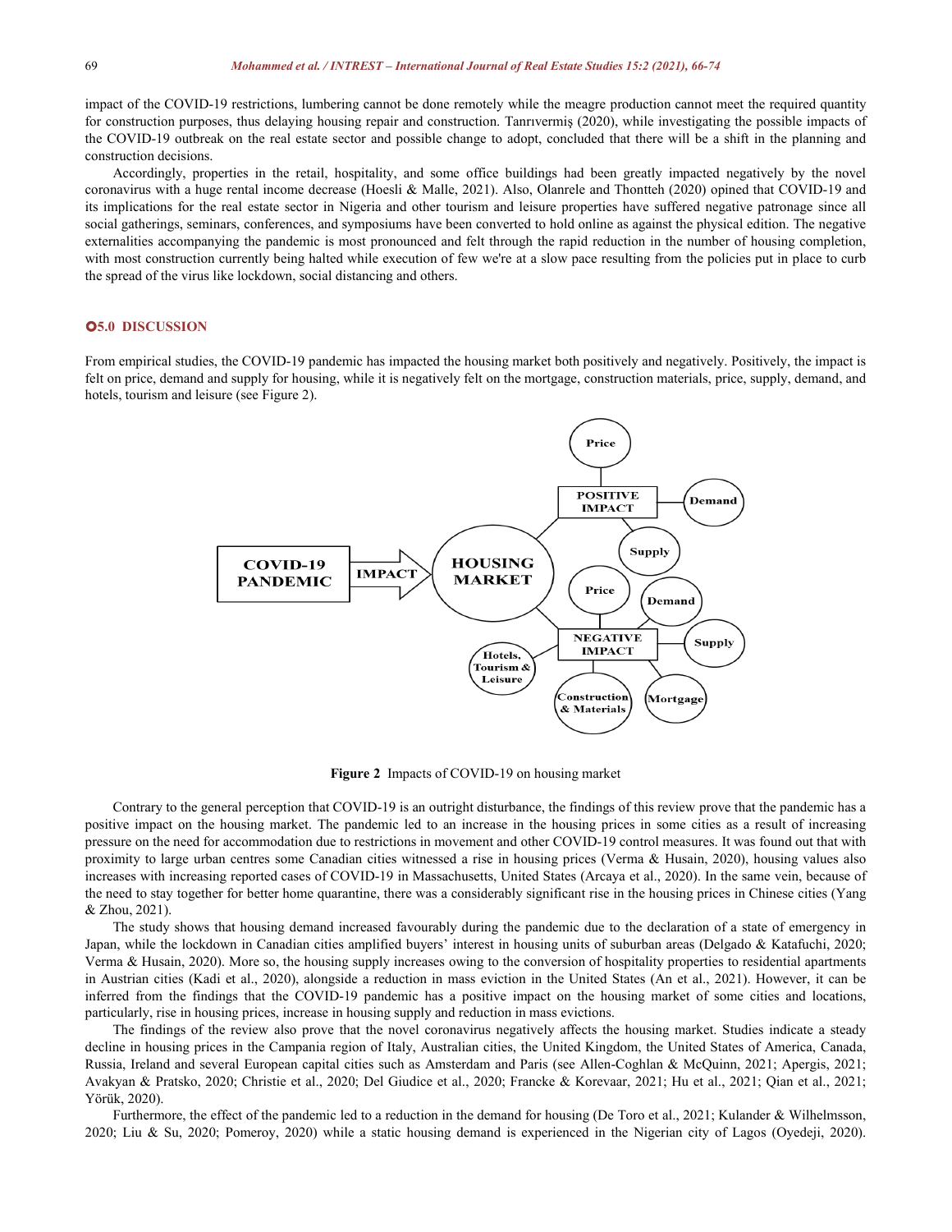impact of the COVID-19 restrictions, lumbering cannot be done remotely while the meagre production cannot meet the required quantity for construction purposes, thus delaying housing repair and construction. Tanrıvermiş (2020), while investigating the possible impacts of the COVID-19 outbreak on the real estate sector and possible change to adopt, concluded that there will be a shift in the planning and construction decisions.

Accordingly, properties in the retail, hospitality, and some office buildings had been greatly impacted negatively by the novel coronavirus with a huge rental income decrease (Hoesli & Malle, 2021). Also, Olanrele and Thontteh (2020) opined that COVID-19 and its implications for the real estate sector in Nigeria and other tourism and leisure properties have suffered negative patronage since all social gatherings, seminars, conferences, and symposiums have been converted to hold online as against the physical edition. The negative externalities accompanying the pandemic is most pronounced and felt through the rapid reduction in the number of housing completion, with most construction currently being halted while execution of few we're at a slow pace resulting from the policies put in place to curb the spread of the virus like lockdown, social distancing and others.

## 5.0 DISCUSSION

From empirical studies, the COVID-19 pandemic has impacted the housing market both positively and negatively. Positively, the impact is felt on price, demand and supply for housing, while it is negatively felt on the mortgage, construction materials, price, supply, demand, and hotels, tourism and leisure (see Figure 2).

**Figure 2** Impacts of COVID-19 on housing market

Contrary to the general perception that COVID-19 is an outright disturbance, the findings of this review prove that the pandemic has a positive impact on the housing market. The pandemic led to an increase in the housing prices in some cities as a result of increasing pressure on the need for accommodation due to restrictions in movement and other COVID-19 control measures. It was found out that with proximity to large urban centres some Canadian cities witnessed a rise in housing prices (Verma & Husain, 2020), housing values also increases with increasing reported cases of COVID-19 in Massachusetts, United States (Arcaya et al., 2020). In the same vein, because of the need to stay together for better home quarantine, there was a considerably significant rise in the housing prices in Chinese cities (Yang & Zhou, 2021).

The study shows that housing demand increased favourably during the pandemic due to the declaration of a state of emergency in Japan, while the lockdown in Canadian cities amplified buyers' interest in housing units of suburban areas (Delgado & Katafuchi, 2020; Verma & Husain, 2020). More so, the housing supply increases owing to the conversion of hospitality properties to residential apartments in Austrian cities (Kadi et al., 2020), alongside a reduction in mass eviction in the United States (An et al., 2021). However, it can be inferred from the findings that the COVID-19 pandemic has a positive impact on the housing market of some cities and locations, particularly, rise in housing prices, increase in housing supply and reduction in mass evictions.

The findings of the review also prove that the novel coronavirus negatively affects the housing market. Studies indicate a steady decline in housing prices in the Campania region of Italy, Australian cities, the United Kingdom, the United States of America, Canada, Russia, Ireland and several European capital cities such as Amsterdam and Paris (see Allen-Coghlan & McQuinn, 2021; Apergis, 2021; Avakyan & Pratsko, 2020; Christie et al., 2020; Del Giudice et al., 2020; Francke & Korevaar, 2021; Hu et al., 2021; Qian et al., 2021; Yörük, 2020).

Furthermore, the effect of the pandemic led to a reduction in the demand for housing (De Toro et al., 2021; Kulander & Wilhelmsson, 2020; Liu & Su, 2020; Pomeroy, 2020) while a static housing demand is experienced in the Nigerian city of Lagos (Oyedeji, 2020).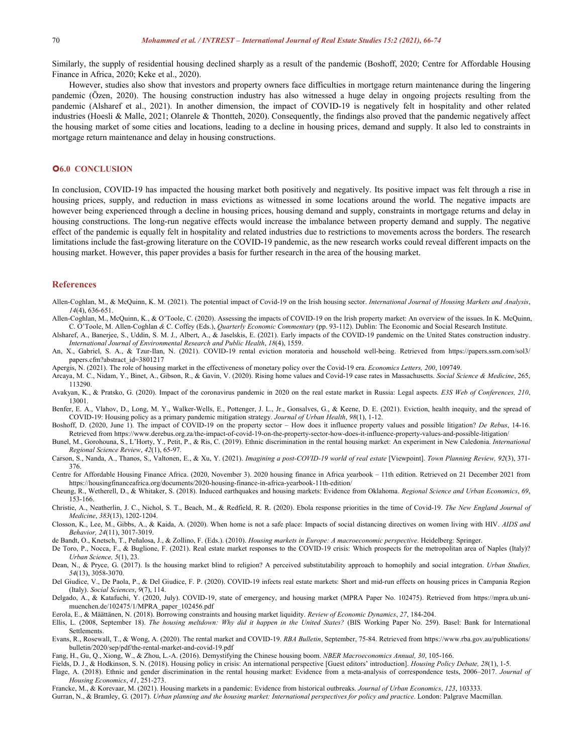Similarly, the supply of residential housing declined sharply as a result of the pandemic (Boshoff, 2020; Centre for Affordable Housing Finance in Africa, 2020; Keke et al., 2020).

However, studies also show that investors and property owners face difficulties in mortgage return maintenance during the lingering pandemic (Özen, 2020). The housing construction industry has also witnessed a huge delay in ongoing projects resulting from the pandemic (Alsharef et al., 2021). In another dimension, the impact of COVID-19 is negatively felt in hospitality and other related industries (Hoesli & Malle, 2021; Olanrele & Thontteh, 2020). Consequently, the findings also proved that the pandemic negatively affect the housing market of some cities and locations, leading to a decline in housing prices, demand and supply. It also led to constraints in mortgage return maintenance and delay in housing constructions.

## 6.0 CONCLUSION

In conclusion, COVID-19 has impacted the housing market both positively and negatively. Its positive impact was felt through a rise in housing prices, supply, and reduction in mass evictions as witnessed in some locations around the world. The negative impacts are however being experienced through a decline in housing prices, housing demand and supply, constraints in mortgage returns and delay in housing constructions. The long-run negative effects would increase the imbalance between property demand and supply. The negative effect of the pandemic is equally felt in hospitality and related industries due to restrictions to movements across the borders. The research limitations include the fast-growing literature on the COVID-19 pandemic, as the new research works could reveal different impacts on the housing market. However, this paper provides a basis for further research in the area of the housing market.

## References

Allen-Coghlan, M., & McQuinn, K. M. (2021). The potential impact of Covid-19 on the Irish housing sector. *International Journal of Housing Markets and Analysis*, *14*(4), 636-651.

Allen-Coghlan, M., McQuinn, K., & O'Toole, C. (2020). Assessing the impacts of COVID-19 on the Irish property market: An overview of the issues. In K. McQuinn, C. O'Toole, M. Allen-Coghlan & C. Coffey (Eds.), *Quarterly Economic Commentary* (pp. 93-112). Dublin: The Economic and Social Research Institute.

Alsharef, A., Banerjee, S., Uddin, S. M. J., Albert, A., & Jaselskis, E. (2021). Early impacts of the COVID-19 pandemic on the United States construction industry. *International Journal of Environmental Research and Public Health*, *18*(4), 1559.

An, X., Gabriel, S. A., & Tzur-Ilan, N. (2021). COVID-19 rental eviction moratoria and household well-being. Retrieved from https://papers.ssrn.com/sol3/papers.cfm?abstract_id=3801217

Apergis, N. (2021). The role of housing market in the effectiveness of monetary policy over the Covid-19 era. *Economics Letters, 200*, 109749.

Arcaya, M. C., Nidam, Y., Binet, A., Gibson, R., & Gavin, V. (2020). Rising home values and Covid-19 case rates in Massachusetts. *Social Science & Medicine*, 265, 113290.

Avakyan, K., & Pratsko, G. (2020). Impact of the coronavirus pandemic in 2020 on the real estate market in Russia: Legal aspects. *E3S Web of Conferences, 210*, 13001.

Benfer, E. A., Vlahov, D., Long, M. Y., Walker-Wells, E., Pottenger, J. L., Jr., Gonsalves, G., & Keene, D. E. (2021). Eviction, health inequity, and the spread of COVID-19: Housing policy as a primary pandemic mitigation strategy. *Journal of Urban Health*, *98*(1), 1-12.

Boshoff, D. (2020, June 1). The impact of COVID-19 on the property sector – How does it influence property values and possible litigation? *De Rebus*, 14-16. Retrieved from https://www.derebus.org.za/the-impact-of-covid-19-on-the-property-sector-how-does-it-influence-property-values-and-possible-litigation/

Bunel, M., Gorohouna, S., L'Horty, Y., Petit, P., & Ris, C. (2019). Ethnic discrimination in the rental housing market: An experiment in New Caledonia. *International Regional Science Review*, *42*(1), 65-97.

Carson, S., Nanda, A., Thanos, S., Valtonen, E., & Xu, Y. (2021). *Imagining a post-COVID-19 world of real estate* [Viewpoint]. *Town Planning Review, 92*(3), 371-376.

Centre for Affordable Housing Finance Africa. (2020, November 3). 2020 housing finance in Africa yearbook – 11th edition. Retrieved on 21 December 2021 from https://housingfinanceafrica.org/documents/2020-housing-finance-in-africa-yearbook-11th-edition/

Cheung, R., Wetherell, D., & Whitaker, S. (2018). Induced earthquakes and housing markets: Evidence from Oklahoma. *Regional Science and Urban Economics*, *69*, 153-166.

Christie, A., Neatherlin, J. C., Nichol, S. T., Beach, M., & Redfield, R. R. (2020). Ebola response priorities in the time of Covid-19. *The New England Journal of Medicine*, *383*(13), 1202-1204.

Closson, K., Lee, M., Gibbs, A., & Kaida, A. (2020). When home is not a safe place: Impacts of social distancing directives on women living with HIV. *AIDS and Behavior, 24*(11), 3017-3019.

de Bandt, O., Knetsch, T., Peñalosa, J., & Zollino, F. (Eds.). (2010). *Housing markets in Europe: A macroeconomic perspective*. Heidelberg: Springer.

De Toro, P., Nocca, F., & Buglione, F. (2021). Real estate market responses to the COVID-19 crisis: Which prospects for the metropolitan area of Naples (Italy)? *Urban Science, 5*(1), 23.

Dean, N., & Pryce, G. (2017). Is the housing market blind to religion? A perceived substitutability approach to homophily and social integration. *Urban Studies, 54*(13), 3058-3070.

Del Giudice, V., De Paola, P., & Del Giudice, F. P. (2020). COVID-19 infects real estate markets: Short and mid-run effects on housing prices in Campania Region (Italy). *Social Sciences*, *9*(7), 114.

Delgado, A., & Katafuchi, Y. (2020, July). COVID-19, state of emergency, and housing market (MPRA Paper No. 102475). Retrieved from https://mpra.ub.uni-muenchen.de/102475/1/MPRA_paper_102456.pdf

Eerola, E., & Määttänen, N. (2018). Borrowing constraints and housing market liquidity. *Review of Economic Dynamics*, *27*, 184-204.

Ellis, L. (2008, September 18). *The housing meltdown: Why did it happen in the United States?* (BIS Working Paper No. 259). Basel: Bank for International Settlements.

Evans, R., Rosewall, T., & Wong, A. (2020). The rental market and COVID-19. *RBA Bulletin*, September, 75-84. Retrieved from https://www.rba.gov.au/publications/bulletin/2020/sep/pdf/the-rental-market-and-covid-19.pdf

Fang, H., Gu, Q., Xiong, W., & Zhou, L.-A. (2016). Demystifying the Chinese housing boom. *NBER Macroeconomics Annual, 30*, 105-166.

Fields, D. J., & Hodkinson, S. N. (2018). Housing policy in crisis: An international perspective [Guest editors' introduction]. *Housing Policy Debate, 28*(1), 1-5.

Flage, A. (2018). Ethnic and gender discrimination in the rental housing market: Evidence from a meta-analysis of correspondence tests, 2006–2017. *Journal of Housing Economics*, *41*, 251-273.

Francke, M., & Korevaar, M. (2021). Housing markets in a pandemic: Evidence from historical outbreaks. *Journal of Urban Economics*, *123*, 103333.

Gurran, N., & Bramley, G. (2017). *Urban planning and the housing market: International perspectives for policy and practice*. London: Palgrave Macmillan.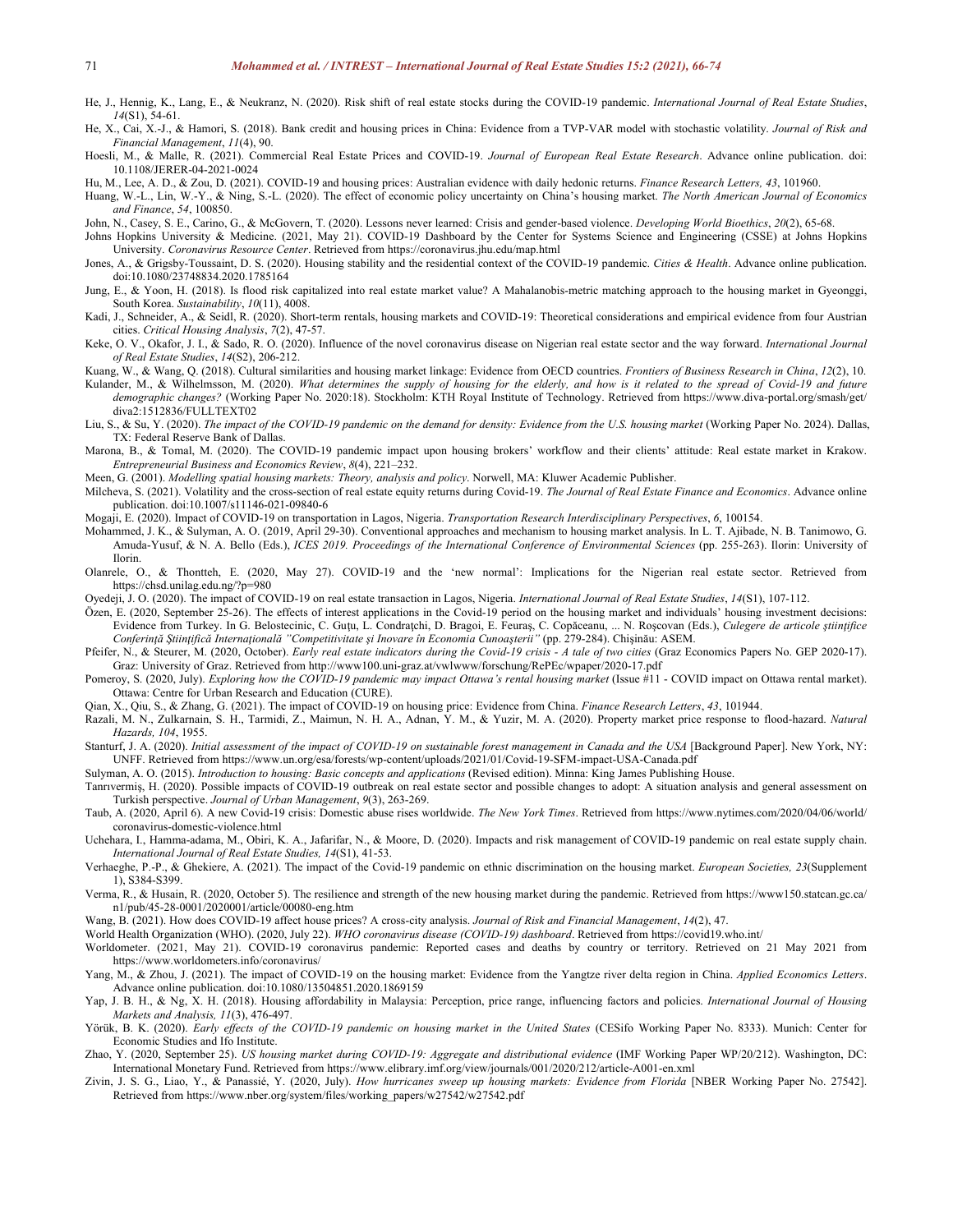He, J., Hennig, K., Lang, E., & Neukranz, N. (2020). Risk shift of real estate stocks during the COVID-19 pandemic. *International Journal of Real Estate Studies*, *14*(S1), 54-61.

He, X., Cai, X.-J., & Hamori, S. (2018). Bank credit and housing prices in China: Evidence from a TVP-VAR model with stochastic volatility. *Journal of Risk and Financial Management*, *11*(4), 90.

Hoesli, M., & Malle, R. (2021). Commercial Real Estate Prices and COVID-19. *Journal of European Real Estate Research*. Advance online publication. doi: 10.1108/JERER-04-2021-0024

Hu, M., Lee, A. D., & Zou, D. (2021). COVID-19 and housing prices: Australian evidence with daily hedonic returns. *Finance Research Letters, 43*, 101960.

Huang, W.-L., Lin, W.-Y., & Ning, S.-L. (2020). The effect of economic policy uncertainty on China's housing market. *The North American Journal of Economics and Finance*, *54*, 100850.

John, N., Casey, S. E., Carino, G., & McGovern, T. (2020). Lessons never learned: Crisis and gender-based violence. *Developing World Bioethics*, *20*(2), 65-68.

Johns Hopkins University & Medicine. (2021, May 21). COVID-19 Dashboard by the Center for Systems Science and Engineering (CSSE) at Johns Hopkins University. *Coronavirus Resource Center*. Retrieved from https://coronavirus.jhu.edu/map.html

Jones, A., & Grigsby-Toussaint, D. S. (2020). Housing stability and the residential context of the COVID-19 pandemic. *Cities & Health*. Advance online publication. doi:10.1080/23748834.2020.1785164

Jung, E., & Yoon, H. (2018). Is flood risk capitalized into real estate market value? A Mahalanobis-metric matching approach to the housing market in Gyeonggi, South Korea. *Sustainability*, *10*(11), 4008.

Kadi, J., Schneider, A., & Seidl, R. (2020). Short-term rentals, housing markets and COVID-19: Theoretical considerations and empirical evidence from four Austrian cities. *Critical Housing Analysis*, *7*(2), 47-57.

Keke, O. V., Okafor, J. I., & Sado, R. O. (2020). Influence of the novel coronavirus disease on Nigerian real estate sector and the way forward. *International Journal of Real Estate Studies*, *14*(S2), 206-212.

Kuang, W., & Wang, Q. (2018). Cultural similarities and housing market linkage: Evidence from OECD countries. *Frontiers of Business Research in China*, *12*(2), 10.

Kulander, M., & Wilhelmsson, M. (2020). *What determines the supply of housing for the elderly, and how is it related to the spread of Covid-19 and future demographic changes?* (Working Paper No. 2020:18). Stockholm: KTH Royal Institute of Technology. Retrieved from https://www.diva-portal.org/smash/get/diva2:1512836/FULLTEXT02

Liu, S., & Su, Y. (2020). *The impact of the COVID-19 pandemic on the demand for density: Evidence from the U.S. housing market* (Working Paper No. 2024). Dallas, TX: Federal Reserve Bank of Dallas.

Marona, B., & Tomal, M. (2020). The COVID-19 pandemic impact upon housing brokers' workflow and their clients' attitude: Real estate market in Krakow. *Entrepreneurial Business and Economics Review*, *8*(4), 221–232.

Meen, G. (2001). *Modelling spatial housing markets: Theory, analysis and policy*. Norwell, MA: Kluwer Academic Publisher.

Milcheva, S. (2021). Volatility and the cross-section of real estate equity returns during Covid-19. *The Journal of Real Estate Finance and Economics*. Advance online publication. doi:10.1007/s11146-021-09840-6

Mogaji, E. (2020). Impact of COVID-19 on transportation in Lagos, Nigeria. *Transportation Research Interdisciplinary Perspectives*, *6*, 100154.

Mohammed, J. K., & Sulyman, A. O. (2019, April 29-30). Conventional approaches and mechanism to housing market analysis. In L. T. Ajibade, N. B. Tanimowo, G. Amuda-Yusuf, & N. A. Bello (Eds.), *ICES 2019. Proceedings of the International Conference of Environmental Sciences* (pp. 255-263). Ilorin: University of Ilorin.

Olanrele, O., & Thontteh, E. (2020, May 27). COVID-19 and the 'new normal': Implications for the Nigerian real estate sector. Retrieved from https://chsd.unilag.edu.ng/?p=980

Oyedeji, J. O. (2020). The impact of COVID-19 on real estate transaction in Lagos, Nigeria. *International Journal of Real Estate Studies*, *14*(S1), 107-112.

Özen, E. (2020, September 25-26). The effects of interest applications in the Covid-19 period on the housing market and individuals' housing investment decisions: Evidence from Turkey. In G. Belostecinic, C. Guţu, L. Condraţchi, D. Bragoi, E. Feuraş, C. Copăceanu, ... N. Roşcovan (Eds.), *Culegere de articole ştiinţifice Conferinţă Ştiinţifică Internaţională "Competitivitate şi Inovare în Economia Cunoaşterii"* (pp. 279-284). Chişinău: ASEM.

Pfeifer, N., & Steurer, M. (2020, October). *Early real estate indicators during the Covid-19 crisis - A tale of two cities* (Graz Economics Papers No. GEP 2020-17). Graz: University of Graz. Retrieved from http://www100.uni-graz.at/vwlwww/forschung/RePEc/wpaper/2020-17.pdf

Pomeroy, S. (2020, July). *Exploring how the COVID-19 pandemic may impact Ottawa's rental housing market* (Issue #11 - COVID impact on Ottawa rental market). Ottawa: Centre for Urban Research and Education (CURE).

Qian, X., Qiu, S., & Zhang, G. (2021). The impact of COVID-19 on housing price: Evidence from China. *Finance Research Letters*, *43*, 101944.

Razali, M. N., Zulkarnain, S. H., Tarmidi, Z., Maimun, N. H. A., Adnan, Y. M., & Yuzir, M. A. (2020). Property market price response to flood-hazard. *Natural Hazards, 104*, 1955.

Stanturf, J. A. (2020). *Initial assessment of the impact of COVID-19 on sustainable forest management in Canada and the USA* [Background Paper]. New York, NY: UNFF. Retrieved from https://www.un.org/esa/forests/wp-content/uploads/2021/01/Covid-19-SFM-impact-USA-Canada.pdf

Sulyman, A. O. (2015). *Introduction to housing: Basic concepts and applications* (Revised edition). Minna: King James Publishing House.

Tanrıvermiş, H. (2020). Possible impacts of COVID-19 outbreak on real estate sector and possible changes to adopt: A situation analysis and general assessment on Turkish perspective. *Journal of Urban Management*, *9*(3), 263-269.

Taub, A. (2020, April 6). A new Covid-19 crisis: Domestic abuse rises worldwide. *The New York Times*. Retrieved from https://www.nytimes.com/2020/04/06/world/coronavirus-domestic-violence.html

Uchehara, I., Hamma-adama, M., Obiri, K. A., Jafarifar, N., & Moore, D. (2020). Impacts and risk management of COVID-19 pandemic on real estate supply chain. *International Journal of Real Estate Studies, 14*(S1), 41-53.

Verhaeghe, P.-P., & Ghekiere, A. (2021). The impact of the Covid-19 pandemic on ethnic discrimination on the housing market. *European Societies, 23*(Supplement 1), S384-S399.

Verma, R., & Husain, R. (2020, October 5). The resilience and strength of the new housing market during the pandemic. Retrieved from https://www150.statcan.gc.ca/n1/pub/45-28-0001/2020001/article/00080-eng.htm

Wang, B. (2021). How does COVID-19 affect house prices? A cross-city analysis. *Journal of Risk and Financial Management*, *14*(2), 47.

World Health Organization (WHO). (2020, July 22). *WHO coronavirus disease (COVID-19) dashboard*. Retrieved from https://covid19.who.int/

Worldometer. (2021, May 21). COVID-19 coronavirus pandemic: Reported cases and deaths by country or territory. Retrieved on 21 May 2021 from https://www.worldometers.info/coronavirus/

Yang, M., & Zhou, J. (2021). The impact of COVID-19 on the housing market: Evidence from the Yangtze river delta region in China. *Applied Economics Letters*. Advance online publication. doi:10.1080/13504851.2020.1869159

Yap, J. B. H., & Ng, X. H. (2018). Housing affordability in Malaysia: Perception, price range, influencing factors and policies. *International Journal of Housing Markets and Analysis, 11*(3), 476-497.

Yörük, B. K. (2020). *Early effects of the COVID-19 pandemic on housing market in the United States* (CESifo Working Paper No. 8333). Munich: Center for Economic Studies and Ifo Institute.

Zhao, Y. (2020, September 25). *US housing market during COVID-19: Aggregate and distributional evidence* (IMF Working Paper WP/20/212). Washington, DC: International Monetary Fund. Retrieved from https://www.elibrary.imf.org/view/journals/001/2020/212/article-A001-en.xml

Zivin, J. S. G., Liao, Y., & Panassié, Y. (2020, July). *How hurricanes sweep up housing markets: Evidence from Florida* [NBER Working Paper No. 27542]. Retrieved from https://www.nber.org/system/files/working_papers/w27542/w27542.pdf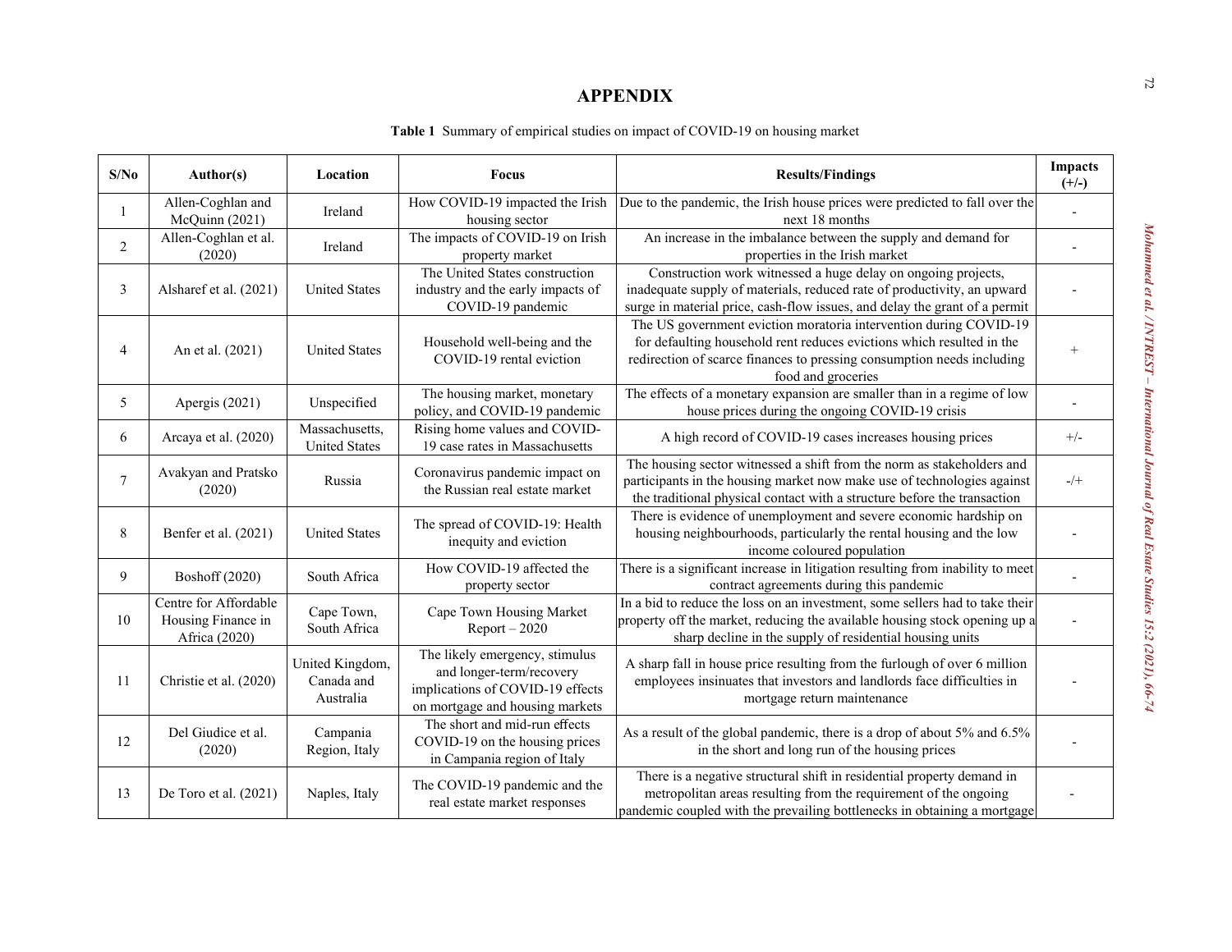# APPENDIX

**Table 1** Summary of empirical studies on impact of COVID-19 on housing market

| S/No | Author(s) | Location | Focus | Results/Findings | Impacts (+/-) |
|---|---|---|---|---|---|
| 1 | Allen-Coghlan and McQuinn (2021) | Ireland | How COVID-19 impacted the Irish housing sector | Due to the pandemic, the Irish house prices were predicted to fall over the next 18 months | - |
| 2 | Allen-Coghlan et al. (2020) | Ireland | The impacts of COVID-19 on Irish property market | An increase in the imbalance between the supply and demand for properties in the Irish market | - |
| 3 | Alsharef et al. (2021) | United States | The United States construction industry and the early impacts of COVID-19 pandemic | Construction work witnessed a huge delay on ongoing projects, inadequate supply of materials, reduced rate of productivity, an upward surge in material price, cash-flow issues, and delay the grant of a permit | - |
| 4 | An et al. (2021) | United States | Household well-being and the COVID-19 rental eviction | The US government eviction moratoria intervention during COVID-19 for defaulting household rent reduces evictions which resulted in the redirection of scarce finances to pressing consumption needs including food and groceries | + |
| 5 | Apergis (2021) | Unspecified | The housing market, monetary policy, and COVID-19 pandemic | The effects of a monetary expansion are smaller than in a regime of low house prices during the ongoing COVID-19 crisis | - |
| 6 | Arcaya et al. (2020) | Massachusetts, United States | Rising home values and COVID-19 case rates in Massachusetts | A high record of COVID-19 cases increases housing prices | +/- |
| 7 | Avakyan and Pratsko (2020) | Russia | Coronavirus pandemic impact on the Russian real estate market | The housing sector witnessed a shift from the norm as stakeholders and participants in the housing market now make use of technologies against the traditional physical contact with a structure before the transaction | -/+ |
| 8 | Benfer et al. (2021) | United States | The spread of COVID-19: Health inequity and eviction | There is evidence of unemployment and severe economic hardship on housing neighbourhoods, particularly the rental housing and the low income coloured population | - |
| 9 | Boshoff (2020) | South Africa | How COVID-19 affected the property sector | There is a significant increase in litigation resulting from inability to meet contract agreements during this pandemic | - |
| 10 | Centre for Affordable Housing Finance in Africa (2020) | Cape Town, South Africa | Cape Town Housing Market Report – 2020 | In a bid to reduce the loss on an investment, some sellers had to take their property off the market, reducing the available housing stock opening up a sharp decline in the supply of residential housing units | - |
| 11 | Christie et al. (2020) | United Kingdom, Canada and Australia | The likely emergency, stimulus and longer-term/recovery implications of COVID-19 effects on mortgage and housing markets | A sharp fall in house price resulting from the furlough of over 6 million employees insinuates that investors and landlords face difficulties in mortgage return maintenance | - |
| 12 | Del Giudice et al. (2020) | Campania Region, Italy | The short and mid-run effects COVID-19 on the housing prices in Campania region of Italy | As a result of the global pandemic, there is a drop of about 5% and 6.5% in the short and long run of the housing prices | - |
| 13 | De Toro et al. (2021) | Naples, Italy | The COVID-19 pandemic and the real estate market responses | There is a negative structural shift in residential property demand in metropolitan areas resulting from the requirement of the ongoing pandemic coupled with the prevailing bottlenecks in obtaining a mortgage | - |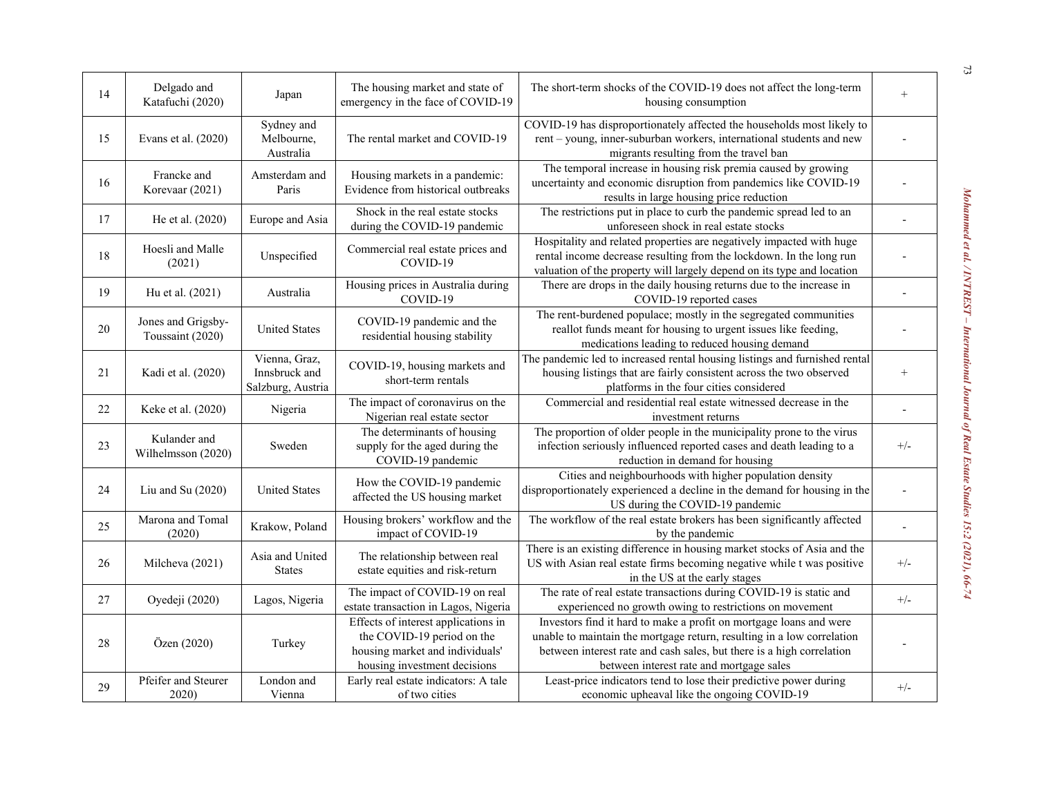| 14 | Delgado and Katafuchi (2020) | Japan | The housing market and state of emergency in the face of COVID-19 | The short-term shocks of the COVID-19 does not affect the long-term housing consumption | + |
|---|---|---|---|---|---|
| 15 | Evans et al. (2020) | Sydney and Melbourne, Australia | The rental market and COVID-19 | COVID-19 has disproportionately affected the households most likely to rent – young, inner-suburban workers, international students and new migrants resulting from the travel ban | - |
| 16 | Francke and Korevaar (2021) | Amsterdam and Paris | Housing markets in a pandemic: Evidence from historical outbreaks | The temporal increase in housing risk premia caused by growing uncertainty and economic disruption from pandemics like COVID-19 results in large housing price reduction | - |
| 17 | He et al. (2020) | Europe and Asia | Shock in the real estate stocks during the COVID-19 pandemic | The restrictions put in place to curb the pandemic spread led to an unforeseen shock in real estate stocks | - |
| 18 | Hoesli and Malle (2021) | Unspecified | Commercial real estate prices and COVID-19 | Hospitality and related properties are negatively impacted with huge rental income decrease resulting from the lockdown. In the long run valuation of the property will largely depend on its type and location | - |
| 19 | Hu et al. (2021) | Australia | Housing prices in Australia during COVID-19 | There are drops in the daily housing returns due to the increase in COVID-19 reported cases | - |
| 20 | Jones and Grigsby-Toussaint (2020) | United States | COVID-19 pandemic and the residential housing stability | The rent-burdened populace; mostly in the segregated communities reallot funds meant for housing to urgent issues like feeding, medications leading to reduced housing demand | - |
| 21 | Kadi et al. (2020) | Vienna, Graz, Innsbruck and Salzburg, Austria | COVID-19, housing markets and short-term rentals | The pandemic led to increased rental housing listings and furnished rental housing listings that are fairly consistent across the two observed platforms in the four cities considered | + |
| 22 | Keke et al. (2020) | Nigeria | The impact of coronavirus on the Nigerian real estate sector | Commercial and residential real estate witnessed decrease in the investment returns | - |
| 23 | Kulander and Wilhelmsson (2020) | Sweden | The determinants of housing supply for the aged during the COVID-19 pandemic | The proportion of older people in the municipality prone to the virus infection seriously influenced reported cases and death leading to a reduction in demand for housing | +/- |
| 24 | Liu and Su (2020) | United States | How the COVID-19 pandemic affected the US housing market | Cities and neighbourhoods with higher population density disproportionately experienced a decline in the demand for housing in the US during the COVID-19 pandemic | - |
| 25 | Marona and Tomal (2020) | Krakow, Poland | Housing brokers' workflow and the impact of COVID-19 | The workflow of the real estate brokers has been significantly affected by the pandemic | - |
| 26 | Milcheva (2021) | Asia and United States | The relationship between real estate equities and risk-return | There is an existing difference in housing market stocks of Asia and the US with Asian real estate firms becoming negative while t was positive in the US at the early stages | +/- |
| 27 | Oyedeji (2020) | Lagos, Nigeria | The impact of COVID-19 on real estate transaction in Lagos, Nigeria | The rate of real estate transactions during COVID-19 is static and experienced no growth owing to restrictions on movement | +/- |
| 28 | Özen (2020) | Turkey | Effects of interest applications in the COVID-19 period on the housing market and individuals' housing investment decisions | Investors find it hard to make a profit on mortgage loans and were unable to maintain the mortgage return, resulting in a low correlation between interest rate and cash sales, but there is a high correlation between interest rate and mortgage sales | - |
| 29 | Pfeifer and Steurer 2020) | London and Vienna | Early real estate indicators: A tale of two cities | Least-price indicators tend to lose their predictive power during economic upheaval like the ongoing COVID-19 | +/- |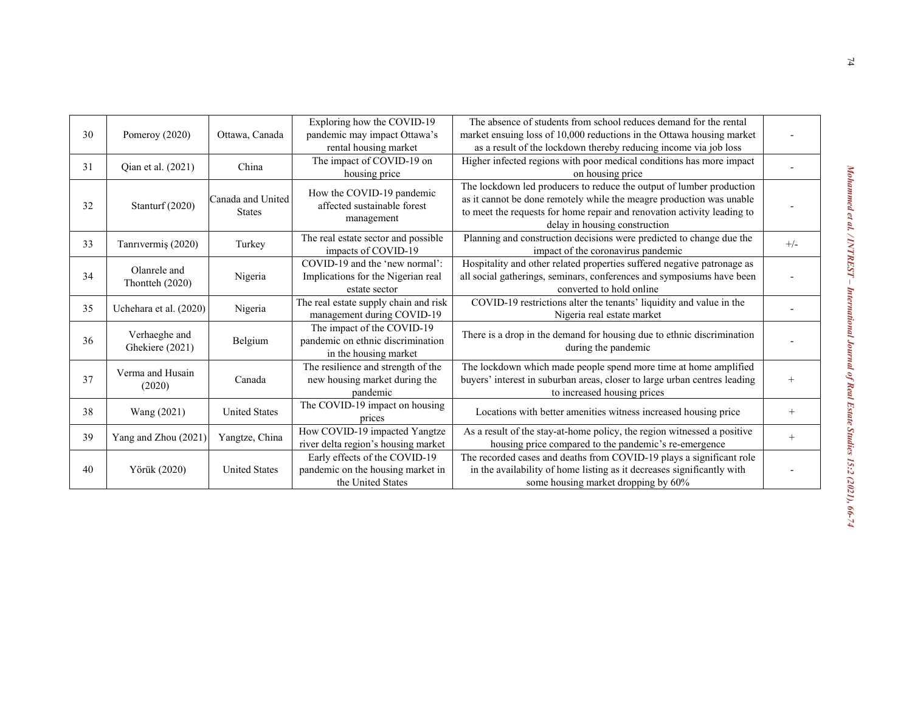| | | | | | |
|---|---|---|---|---|---|
| 30 | Pomeroy (2020) | Ottawa, Canada | Exploring how the COVID-19 pandemic may impact Ottawa's rental housing market | The absence of students from school reduces demand for the rental market ensuing loss of 10,000 reductions in the Ottawa housing market as a result of the lockdown thereby reducing income via job loss | - |
| 31 | Qian et al. (2021) | China | The impact of COVID-19 on housing price | Higher infected regions with poor medical conditions has more impact on housing price | - |
| 32 | Stanturf (2020) | Canada and United States | How the COVID-19 pandemic affected sustainable forest management | The lockdown led producers to reduce the output of lumber production as it cannot be done remotely while the meagre production was unable to meet the requests for home repair and renovation activity leading to delay in housing construction | - |
| 33 | Tanrıvermiş (2020) | Turkey | The real estate sector and possible impacts of COVID-19 | Planning and construction decisions were predicted to change due the impact of the coronavirus pandemic | +/- |
| 34 | Olanrele and Thontteh (2020) | Nigeria | COVID-19 and the 'new normal': Implications for the Nigerian real estate sector | Hospitality and other related properties suffered negative patronage as all social gatherings, seminars, conferences and symposiums have been converted to hold online | - |
| 35 | Uchehara et al. (2020) | Nigeria | The real estate supply chain and risk management during COVID-19 | COVID-19 restrictions alter the tenants' liquidity and value in the Nigeria real estate market | - |
| 36 | Verhaeghe and Ghekiere (2021) | Belgium | The impact of the COVID-19 pandemic on ethnic discrimination in the housing market | There is a drop in the demand for housing due to ethnic discrimination during the pandemic | - |
| 37 | Verma and Husain (2020) | Canada | The resilience and strength of the new housing market during the pandemic | The lockdown which made people spend more time at home amplified buyers' interest in suburban areas, closer to large urban centres leading to increased housing prices | + |
| 38 | Wang (2021) | United States | The COVID-19 impact on housing prices | Locations with better amenities witness increased housing price | + |
| 39 | Yang and Zhou (2021) | Yangtze, China | How COVID-19 impacted Yangtze river delta region's housing market | As a result of the stay-at-home policy, the region witnessed a positive housing price compared to the pandemic's re-emergence | + |
| 40 | Yörük (2020) | United States | Early effects of the COVID-19 pandemic on the housing market in the United States | The recorded cases and deaths from COVID-19 plays a significant role in the availability of home listing as it decreases significantly with some housing market dropping by 60% | - |